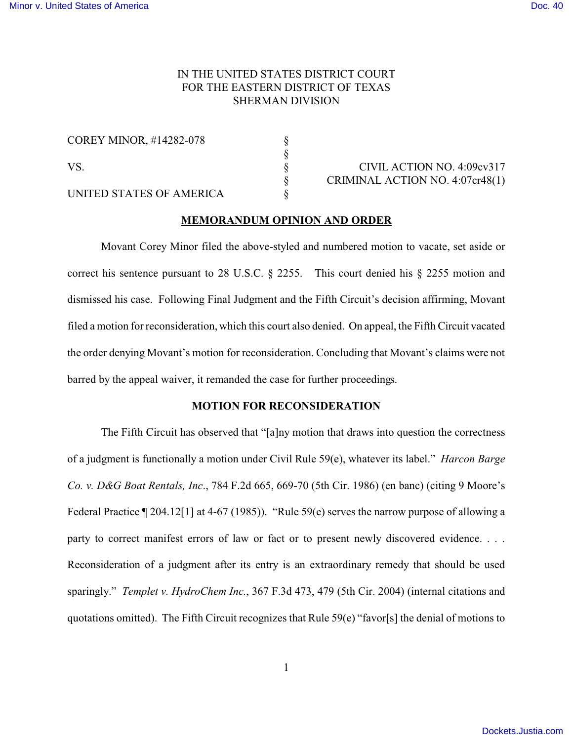IN THE UNITED STATES DISTRICT COURT
FOR THE EASTERN DISTRICT OF TEXAS
SHERMAN DIVISION

COREY MINOR, #14282-078 §
§
VS. § CIVIL ACTION NO. 4:09cv317
§ CRIMINAL ACTION NO. 4:07cr48(1)
UNITED STATES OF AMERICA §

## MEMORANDUM OPINION AND ORDER

Movant Corey Minor filed the above-styled and numbered motion to vacate, set aside or correct his sentence pursuant to 28 U.S.C. § 2255. This court denied his § 2255 motion and dismissed his case. Following Final Judgment and the Fifth Circuit's decision affirming, Movant filed a motion for reconsideration, which this court also denied. On appeal, the Fifth Circuit vacated the order denying Movant's motion for reconsideration. Concluding that Movant's claims were not barred by the appeal waiver, it remanded the case for further proceedings.

### MOTION FOR RECONSIDERATION

The Fifth Circuit has observed that "[a]ny motion that draws into question the correctness of a judgment is functionally a motion under Civil Rule 59(e), whatever its label." *Harcon Barge Co. v. D&G Boat Rentals, Inc.*, 784 F.2d 665, 669-70 (5th Cir. 1986) (en banc) (citing 9 Moore's Federal Practice ¶ 204.12[1] at 4-67 (1985)). "Rule 59(e) serves the narrow purpose of allowing a party to correct manifest errors of law or fact or to present newly discovered evidence. . . . Reconsideration of a judgment after its entry is an extraordinary remedy that should be used sparingly." *Templet v. HydroChem Inc.*, 367 F.3d 473, 479 (5th Cir. 2004) (internal citations and quotations omitted). The Fifth Circuit recognizes that Rule 59(e) "favor[s] the denial of motions to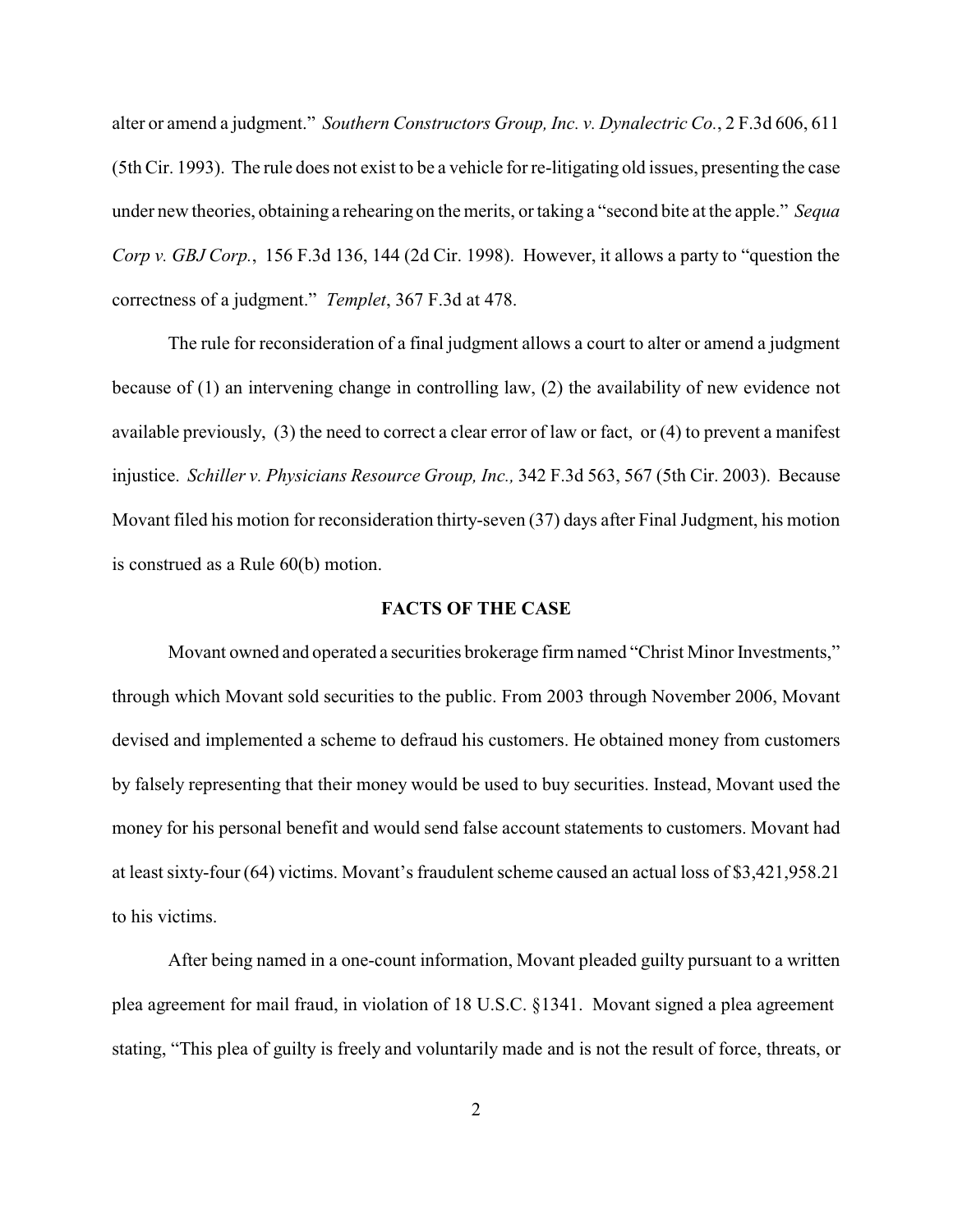alter or amend a judgment." *Southern Constructors Group, Inc. v. Dynalectric Co.*, 2 F.3d 606, 611 (5th Cir. 1993). The rule does not exist to be a vehicle for re-litigating old issues, presenting the case under new theories, obtaining a rehearing on the merits, or taking a "second bite at the apple." *Sequa Corp v. GBJ Corp.*, 156 F.3d 136, 144 (2d Cir. 1998). However, it allows a party to "question the correctness of a judgment." *Templet*, 367 F.3d at 478.

The rule for reconsideration of a final judgment allows a court to alter or amend a judgment because of (1) an intervening change in controlling law, (2) the availability of new evidence not available previously, (3) the need to correct a clear error of law or fact, or (4) to prevent a manifest injustice. *Schiller v. Physicians Resource Group, Inc.,* 342 F.3d 563, 567 (5th Cir. 2003). Because Movant filed his motion for reconsideration thirty-seven (37) days after Final Judgment, his motion is construed as a Rule 60(b) motion.

**FACTS OF THE CASE**

Movant owned and operated a securities brokerage firm named "Christ Minor Investments," through which Movant sold securities to the public. From 2003 through November 2006, Movant devised and implemented a scheme to defraud his customers. He obtained money from customers by falsely representing that their money would be used to buy securities. Instead, Movant used the money for his personal benefit and would send false account statements to customers. Movant had at least sixty-four (64) victims. Movant's fraudulent scheme caused an actual loss of $3,421,958.21 to his victims.

After being named in a one-count information, Movant pleaded guilty pursuant to a written plea agreement for mail fraud, in violation of 18 U.S.C. §1341. Movant signed a plea agreement stating, "This plea of guilty is freely and voluntarily made and is not the result of force, threats, or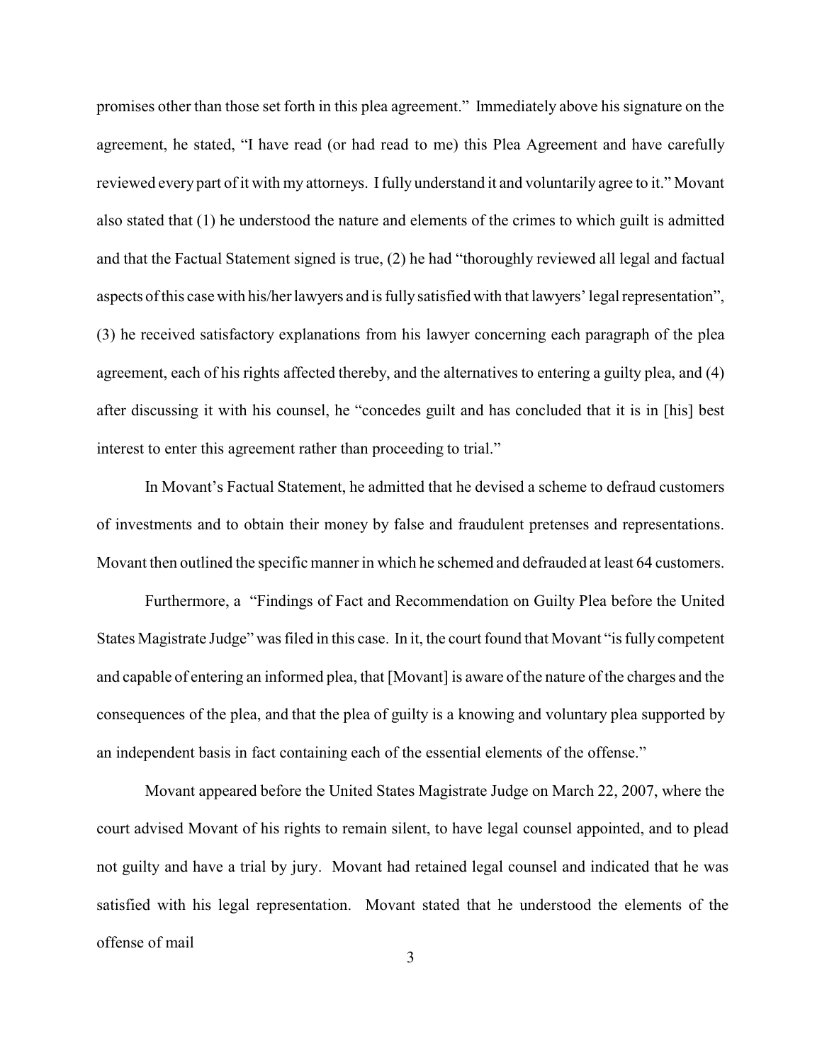promises other than those set forth in this plea agreement." Immediately above his signature on the agreement, he stated, "I have read (or had read to me) this Plea Agreement and have carefully reviewed every part of it with my attorneys. I fully understand it and voluntarily agree to it." Movant also stated that (1) he understood the nature and elements of the crimes to which guilt is admitted and that the Factual Statement signed is true, (2) he had "thoroughly reviewed all legal and factual aspects of this case with his/her lawyers and is fully satisfied with that lawyers' legal representation", (3) he received satisfactory explanations from his lawyer concerning each paragraph of the plea agreement, each of his rights affected thereby, and the alternatives to entering a guilty plea, and (4) after discussing it with his counsel, he "concedes guilt and has concluded that it is in [his] best interest to enter this agreement rather than proceeding to trial."

In Movant's Factual Statement, he admitted that he devised a scheme to defraud customers of investments and to obtain their money by false and fraudulent pretenses and representations. Movant then outlined the specific manner in which he schemed and defrauded at least 64 customers.

Furthermore, a "Findings of Fact and Recommendation on Guilty Plea before the United States Magistrate Judge" was filed in this case. In it, the court found that Movant "is fully competent and capable of entering an informed plea, that [Movant] is aware of the nature of the charges and the consequences of the plea, and that the plea of guilty is a knowing and voluntary plea supported by an independent basis in fact containing each of the essential elements of the offense."

Movant appeared before the United States Magistrate Judge on March 22, 2007, where the court advised Movant of his rights to remain silent, to have legal counsel appointed, and to plead not guilty and have a trial by jury. Movant had retained legal counsel and indicated that he was satisfied with his legal representation. Movant stated that he understood the elements of the offense of mail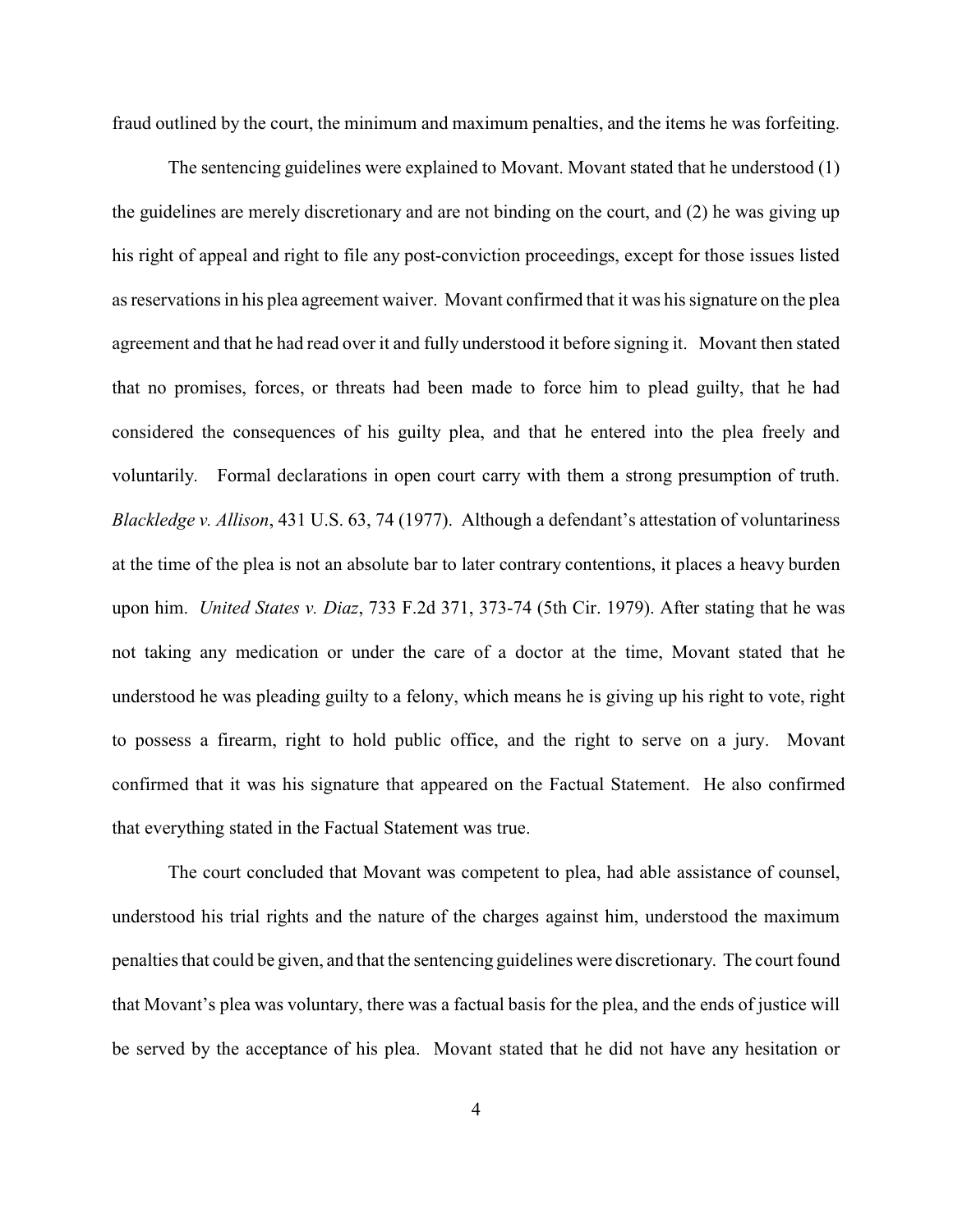fraud outlined by the court, the minimum and maximum penalties, and the items he was forfeiting.

The sentencing guidelines were explained to Movant. Movant stated that he understood (1) the guidelines are merely discretionary and are not binding on the court, and (2) he was giving up his right of appeal and right to file any post-conviction proceedings, except for those issues listed as reservations in his plea agreement waiver. Movant confirmed that it was his signature on the plea agreement and that he had read over it and fully understood it before signing it. Movant then stated that no promises, forces, or threats had been made to force him to plead guilty, that he had considered the consequences of his guilty plea, and that he entered into the plea freely and voluntarily. Formal declarations in open court carry with them a strong presumption of truth. *Blackledge v. Allison*, 431 U.S. 63, 74 (1977). Although a defendant's attestation of voluntariness at the time of the plea is not an absolute bar to later contrary contentions, it places a heavy burden upon him. *United States v. Diaz*, 733 F.2d 371, 373-74 (5th Cir. 1979). After stating that he was not taking any medication or under the care of a doctor at the time, Movant stated that he understood he was pleading guilty to a felony, which means he is giving up his right to vote, right to possess a firearm, right to hold public office, and the right to serve on a jury. Movant confirmed that it was his signature that appeared on the Factual Statement. He also confirmed that everything stated in the Factual Statement was true.

The court concluded that Movant was competent to plea, had able assistance of counsel, understood his trial rights and the nature of the charges against him, understood the maximum penalties that could be given, and that the sentencing guidelines were discretionary. The court found that Movant's plea was voluntary, there was a factual basis for the plea, and the ends of justice will be served by the acceptance of his plea. Movant stated that he did not have any hesitation or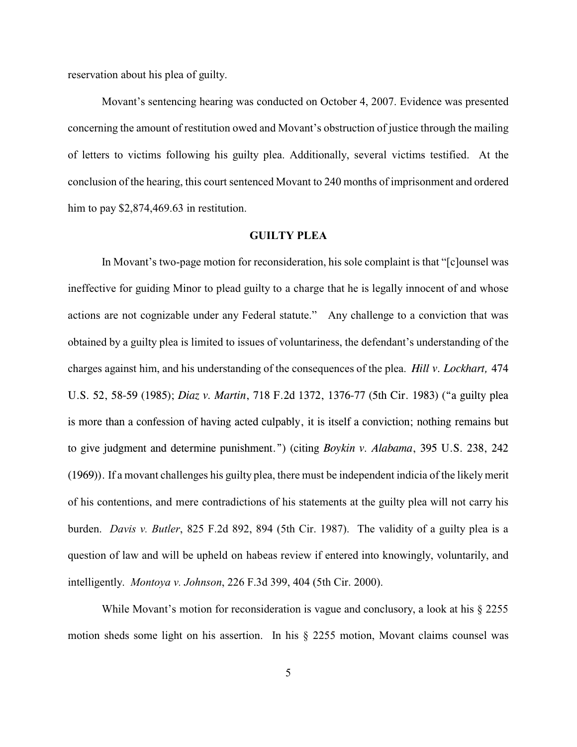reservation about his plea of guilty.

Movant's sentencing hearing was conducted on October 4, 2007. Evidence was presented concerning the amount of restitution owed and Movant's obstruction of justice through the mailing of letters to victims following his guilty plea. Additionally, several victims testified. At the conclusion of the hearing, this court sentenced Movant to 240 months of imprisonment and ordered him to pay $2,874,469.63 in restitution.

## GUILTY PLEA

In Movant's two-page motion for reconsideration, his sole complaint is that "[c]ounsel was ineffective for guiding Minor to plead guilty to a charge that he is legally innocent of and whose actions are not cognizable under any Federal statute." Any challenge to a conviction that was obtained by a guilty plea is limited to issues of voluntariness, the defendant's understanding of the charges against him, and his understanding of the consequences of the plea. *Hill v. Lockhart,* 474 U.S. 52, 58-59 (1985); *Diaz v. Martin*, 718 F.2d 1372, 1376-77 (5th Cir. 1983) ("a guilty plea is more than a confession of having acted culpably, it is itself a conviction; nothing remains but to give judgment and determine punishment.") (citing *Boykin v. Alabama*, 395 U.S. 238, 242 (1969)). If a movant challenges his guilty plea, there must be independent indicia of the likely merit of his contentions, and mere contradictions of his statements at the guilty plea will not carry his burden. *Davis v. Butler*, 825 F.2d 892, 894 (5th Cir. 1987). The validity of a guilty plea is a question of law and will be upheld on habeas review if entered into knowingly, voluntarily, and intelligently. *Montoya v. Johnson*, 226 F.3d 399, 404 (5th Cir. 2000).

While Movant's motion for reconsideration is vague and conclusory, a look at his § 2255 motion sheds some light on his assertion. In his § 2255 motion, Movant claims counsel was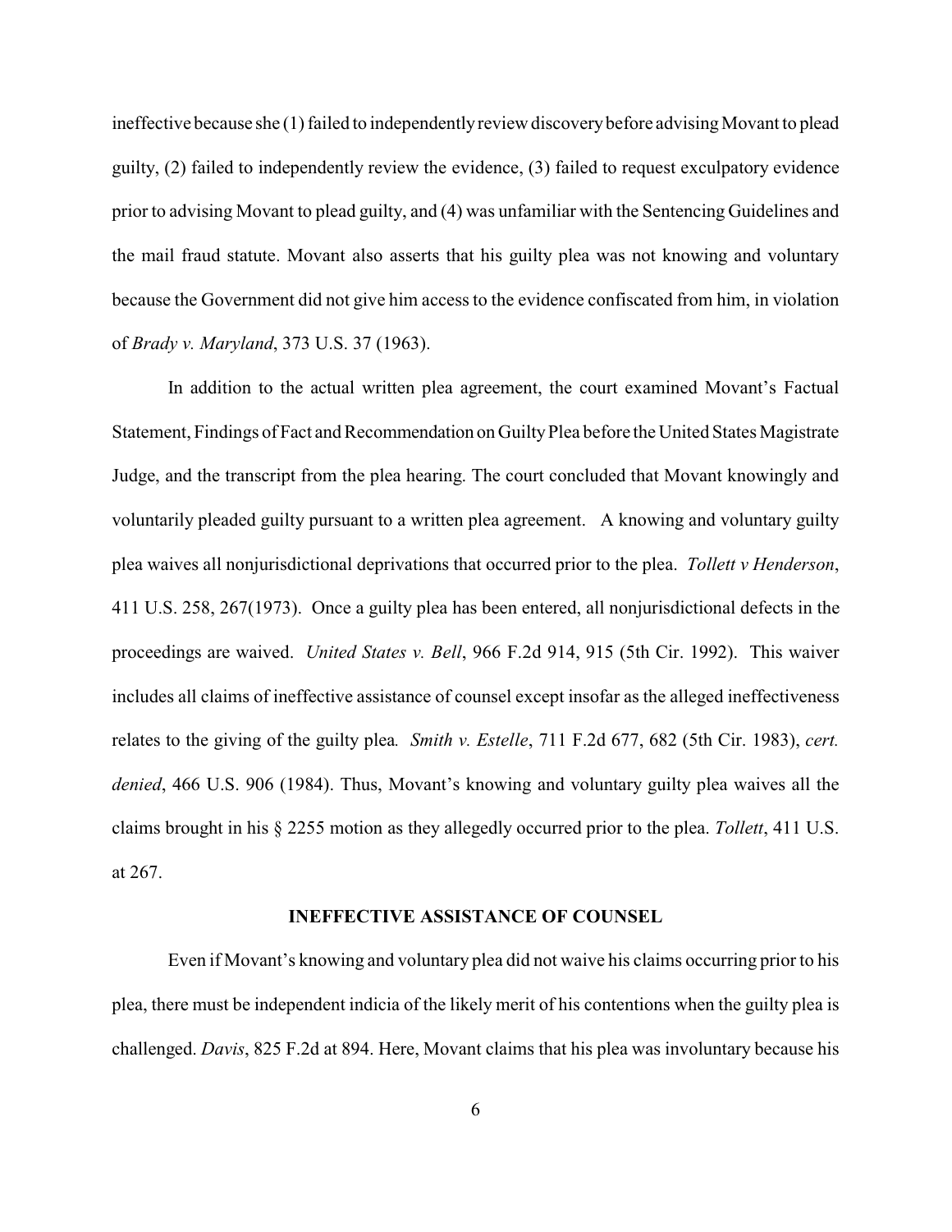ineffective because she (1) failed to independently review discovery before advising Movant to plead guilty, (2) failed to independently review the evidence, (3) failed to request exculpatory evidence prior to advising Movant to plead guilty, and (4) was unfamiliar with the Sentencing Guidelines and the mail fraud statute. Movant also asserts that his guilty plea was not knowing and voluntary because the Government did not give him access to the evidence confiscated from him, in violation of *Brady v. Maryland*, 373 U.S. 37 (1963).

In addition to the actual written plea agreement, the court examined Movant's Factual Statement, Findings of Fact and Recommendation on Guilty Plea before the United States Magistrate Judge, and the transcript from the plea hearing. The court concluded that Movant knowingly and voluntarily pleaded guilty pursuant to a written plea agreement. A knowing and voluntary guilty plea waives all nonjurisdictional deprivations that occurred prior to the plea. *Tollett v Henderson*, 411 U.S. 258, 267(1973). Once a guilty plea has been entered, all nonjurisdictional defects in the proceedings are waived. *United States v. Bell*, 966 F.2d 914, 915 (5th Cir. 1992). This waiver includes all claims of ineffective assistance of counsel except insofar as the alleged ineffectiveness relates to the giving of the guilty plea. *Smith v. Estelle*, 711 F.2d 677, 682 (5th Cir. 1983), *cert. denied*, 466 U.S. 906 (1984). Thus, Movant's knowing and voluntary guilty plea waives all the claims brought in his § 2255 motion as they allegedly occurred prior to the plea. *Tollett*, 411 U.S. at 267.

## INEFFECTIVE ASSISTANCE OF COUNSEL

Even if Movant's knowing and voluntary plea did not waive his claims occurring prior to his plea, there must be independent indicia of the likely merit of his contentions when the guilty plea is challenged. *Davis*, 825 F.2d at 894. Here, Movant claims that his plea was involuntary because his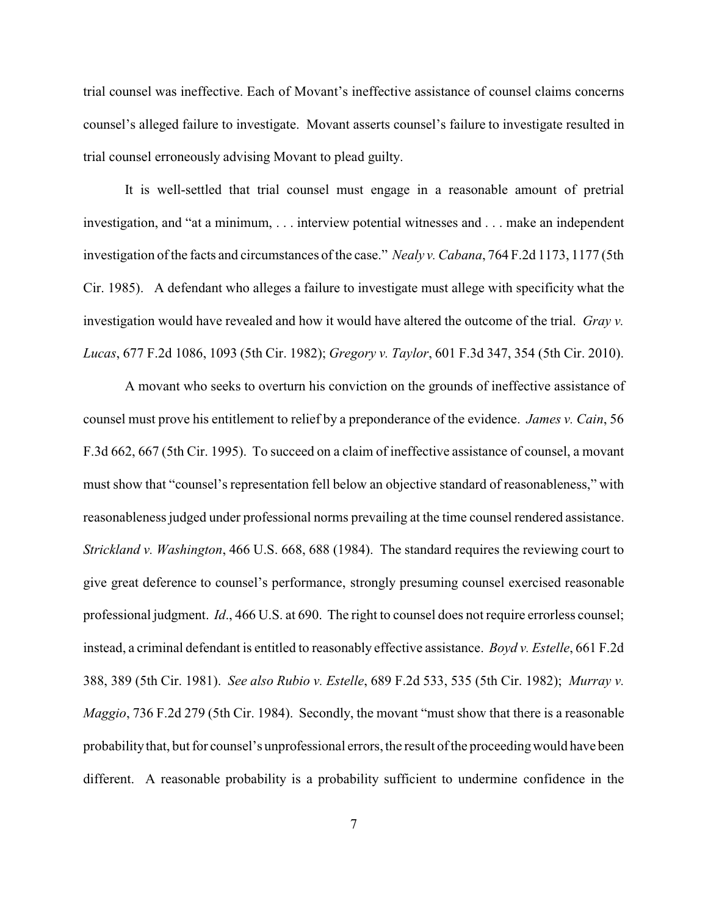trial counsel was ineffective. Each of Movant's ineffective assistance of counsel claims concerns counsel's alleged failure to investigate. Movant asserts counsel's failure to investigate resulted in trial counsel erroneously advising Movant to plead guilty.

It is well-settled that trial counsel must engage in a reasonable amount of pretrial investigation, and "at a minimum, . . . interview potential witnesses and . . . make an independent investigation of the facts and circumstances of the case." *Nealy v. Cabana*, 764 F.2d 1173, 1177 (5th Cir. 1985). A defendant who alleges a failure to investigate must allege with specificity what the investigation would have revealed and how it would have altered the outcome of the trial. *Gray v. Lucas*, 677 F.2d 1086, 1093 (5th Cir. 1982); *Gregory v. Taylor*, 601 F.3d 347, 354 (5th Cir. 2010).

A movant who seeks to overturn his conviction on the grounds of ineffective assistance of counsel must prove his entitlement to relief by a preponderance of the evidence. *James v. Cain*, 56 F.3d 662, 667 (5th Cir. 1995). To succeed on a claim of ineffective assistance of counsel, a movant must show that "counsel's representation fell below an objective standard of reasonableness," with reasonableness judged under professional norms prevailing at the time counsel rendered assistance. *Strickland v. Washington*, 466 U.S. 668, 688 (1984). The standard requires the reviewing court to give great deference to counsel's performance, strongly presuming counsel exercised reasonable professional judgment. *Id*., 466 U.S. at 690. The right to counsel does not require errorless counsel; instead, a criminal defendant is entitled to reasonably effective assistance. *Boyd v. Estelle*, 661 F.2d 388, 389 (5th Cir. 1981). *See also Rubio v. Estelle*, 689 F.2d 533, 535 (5th Cir. 1982); *Murray v. Maggio*, 736 F.2d 279 (5th Cir. 1984). Secondly, the movant "must show that there is a reasonable probability that, but for counsel's unprofessional errors, the result of the proceeding would have been different. A reasonable probability is a probability sufficient to undermine confidence in the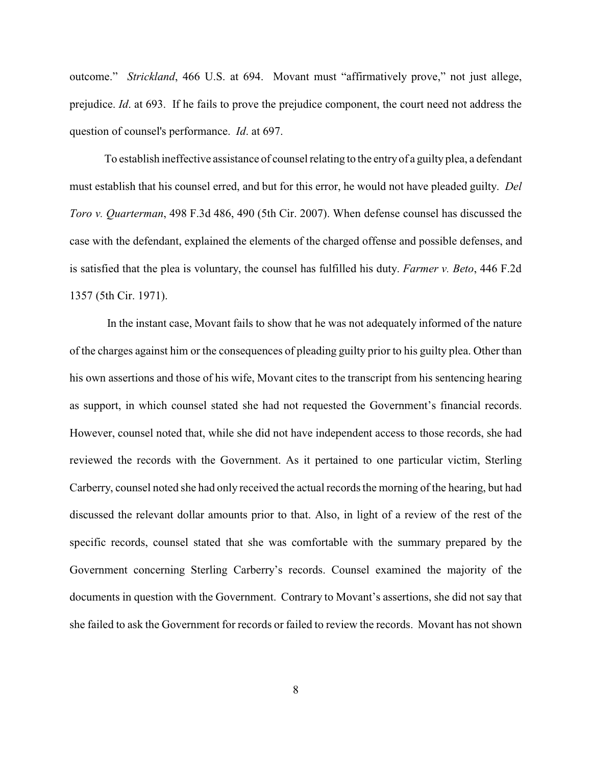outcome." *Strickland*, 466 U.S. at 694. Movant must "affirmatively prove," not just allege, prejudice. *Id*. at 693. If he fails to prove the prejudice component, the court need not address the question of counsel's performance. *Id*. at 697.

To establish ineffective assistance of counsel relating to the entry of a guilty plea, a defendant must establish that his counsel erred, and but for this error, he would not have pleaded guilty. *Del Toro v. Quarterman*, 498 F.3d 486, 490 (5th Cir. 2007). When defense counsel has discussed the case with the defendant, explained the elements of the charged offense and possible defenses, and is satisfied that the plea is voluntary, the counsel has fulfilled his duty. *Farmer v. Beto*, 446 F.2d 1357 (5th Cir. 1971).

In the instant case, Movant fails to show that he was not adequately informed of the nature of the charges against him or the consequences of pleading guilty prior to his guilty plea. Other than his own assertions and those of his wife, Movant cites to the transcript from his sentencing hearing as support, in which counsel stated she had not requested the Government's financial records. However, counsel noted that, while she did not have independent access to those records, she had reviewed the records with the Government. As it pertained to one particular victim, Sterling Carberry, counsel noted she had only received the actual records the morning of the hearing, but had discussed the relevant dollar amounts prior to that. Also, in light of a review of the rest of the specific records, counsel stated that she was comfortable with the summary prepared by the Government concerning Sterling Carberry's records. Counsel examined the majority of the documents in question with the Government. Contrary to Movant's assertions, she did not say that she failed to ask the Government for records or failed to review the records. Movant has not shown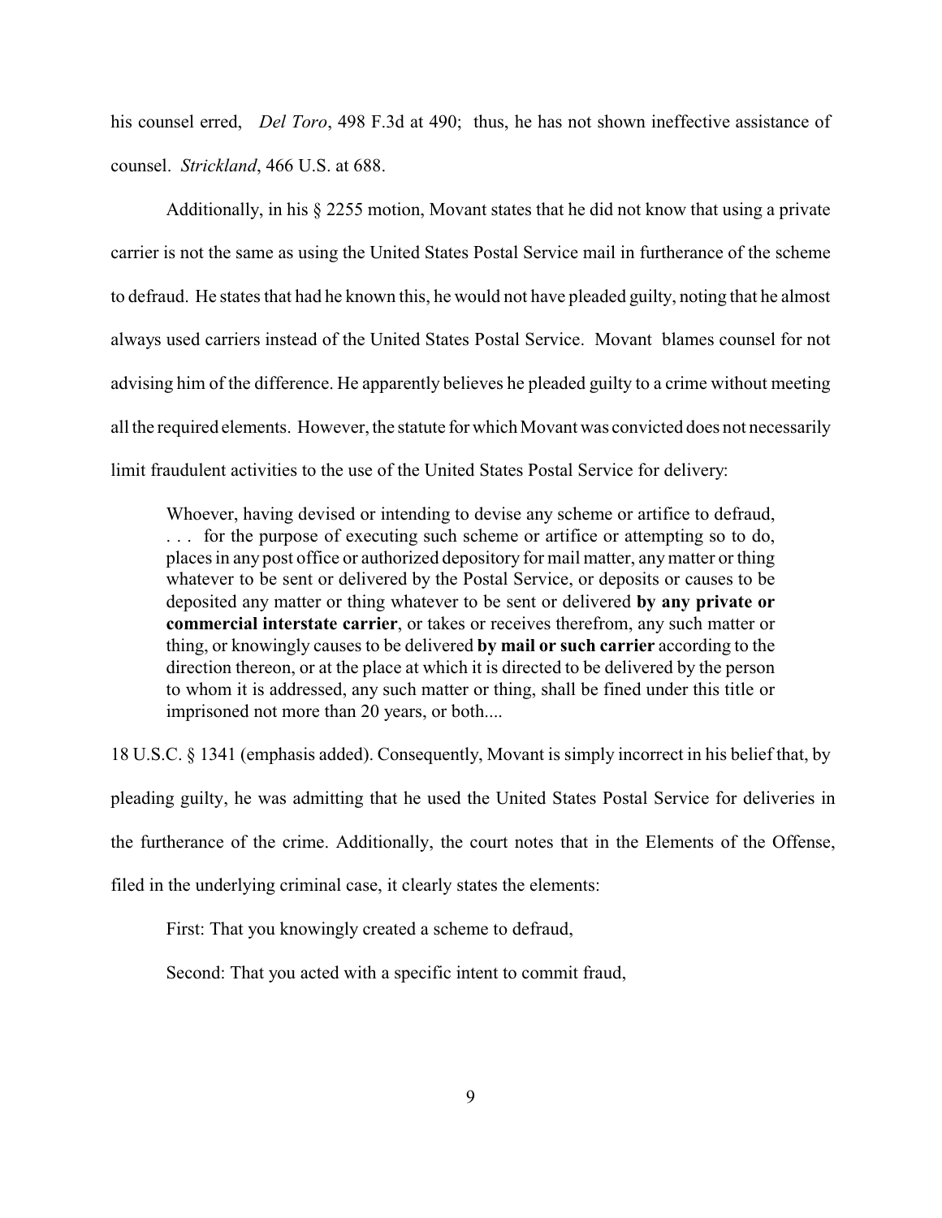his counsel erred, *Del Toro*, 498 F.3d at 490; thus, he has not shown ineffective assistance of counsel. *Strickland*, 466 U.S. at 688.

Additionally, in his § 2255 motion, Movant states that he did not know that using a private carrier is not the same as using the United States Postal Service mail in furtherance of the scheme to defraud. He states that had he known this, he would not have pleaded guilty, noting that he almost always used carriers instead of the United States Postal Service. Movant blames counsel for not advising him of the difference. He apparently believes he pleaded guilty to a crime without meeting all the required elements. However, the statute for which Movant was convicted does not necessarily limit fraudulent activities to the use of the United States Postal Service for delivery:

> Whoever, having devised or intending to devise any scheme or artifice to defraud, . . . for the purpose of executing such scheme or artifice or attempting so to do, places in any post office or authorized depository for mail matter, any matter or thing whatever to be sent or delivered by the Postal Service, or deposits or causes to be deposited any matter or thing whatever to be sent or delivered **by any private or commercial interstate carrier**, or takes or receives therefrom, any such matter or thing, or knowingly causes to be delivered **by mail or such carrier** according to the direction thereon, or at the place at which it is directed to be delivered by the person to whom it is addressed, any such matter or thing, shall be fined under this title or imprisoned not more than 20 years, or both....

18 U.S.C. § 1341 (emphasis added). Consequently, Movant is simply incorrect in his belief that, by pleading guilty, he was admitting that he used the United States Postal Service for deliveries in the furtherance of the crime. Additionally, the court notes that in the Elements of the Offense, filed in the underlying criminal case, it clearly states the elements:

> First: That you knowingly created a scheme to defraud,
>
> Second: That you acted with a specific intent to commit fraud,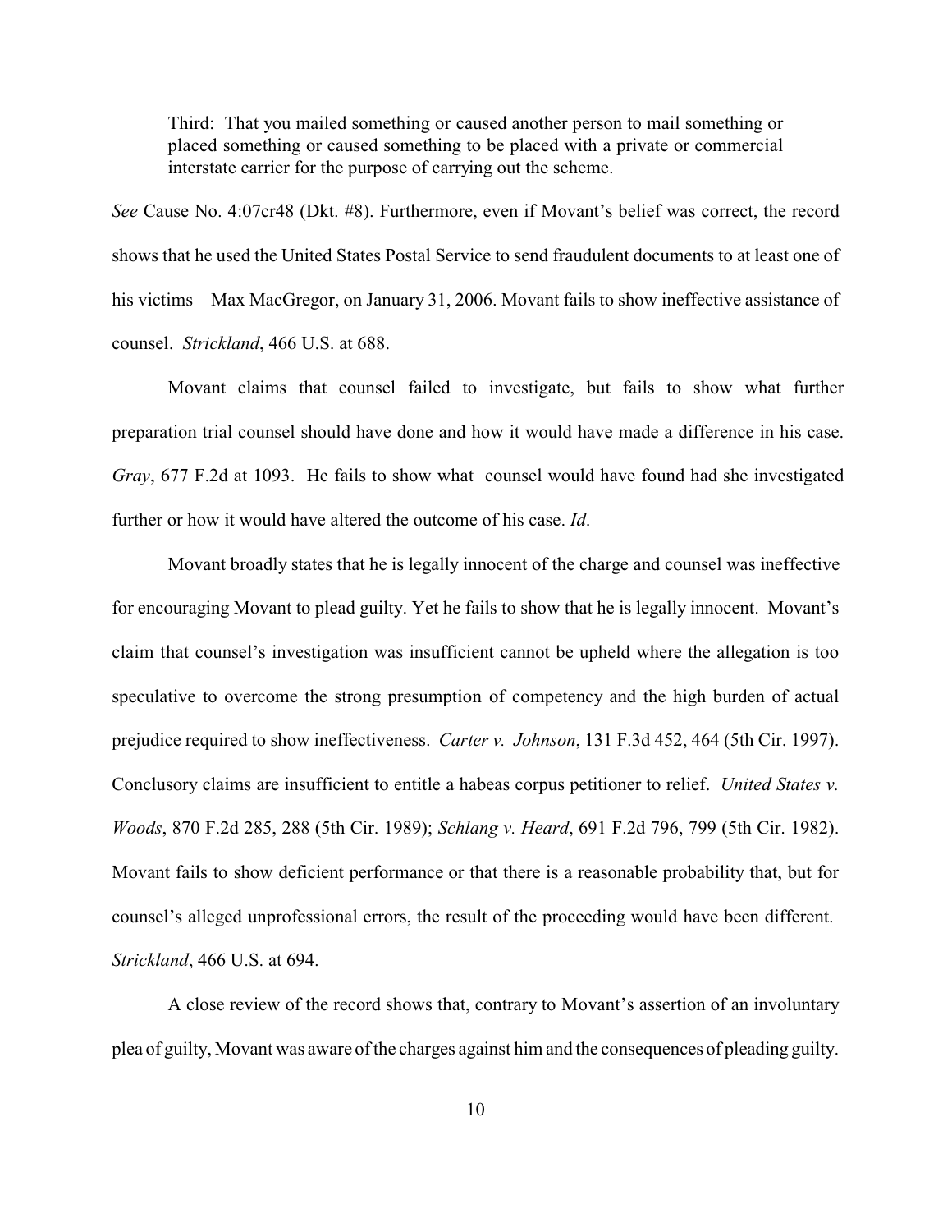> Third: That you mailed something or caused another person to mail something or placed something or caused something to be placed with a private or commercial interstate carrier for the purpose of carrying out the scheme.

*See* Cause No. 4:07cr48 (Dkt. #8). Furthermore, even if Movant's belief was correct, the record shows that he used the United States Postal Service to send fraudulent documents to at least one of his victims – Max MacGregor, on January 31, 2006. Movant fails to show ineffective assistance of counsel. *Strickland*, 466 U.S. at 688.

Movant claims that counsel failed to investigate, but fails to show what further preparation trial counsel should have done and how it would have made a difference in his case. *Gray*, 677 F.2d at 1093. He fails to show what counsel would have found had she investigated further or how it would have altered the outcome of his case. *Id*.

Movant broadly states that he is legally innocent of the charge and counsel was ineffective for encouraging Movant to plead guilty. Yet he fails to show that he is legally innocent. Movant's claim that counsel's investigation was insufficient cannot be upheld where the allegation is too speculative to overcome the strong presumption of competency and the high burden of actual prejudice required to show ineffectiveness. *Carter v. Johnson*, 131 F.3d 452, 464 (5th Cir. 1997). Conclusory claims are insufficient to entitle a habeas corpus petitioner to relief. *United States v. Woods*, 870 F.2d 285, 288 (5th Cir. 1989); *Schlang v. Heard*, 691 F.2d 796, 799 (5th Cir. 1982). Movant fails to show deficient performance or that there is a reasonable probability that, but for counsel's alleged unprofessional errors, the result of the proceeding would have been different. *Strickland*, 466 U.S. at 694.

A close review of the record shows that, contrary to Movant's assertion of an involuntary plea of guilty, Movant was aware of the charges against him and the consequences of pleading guilty.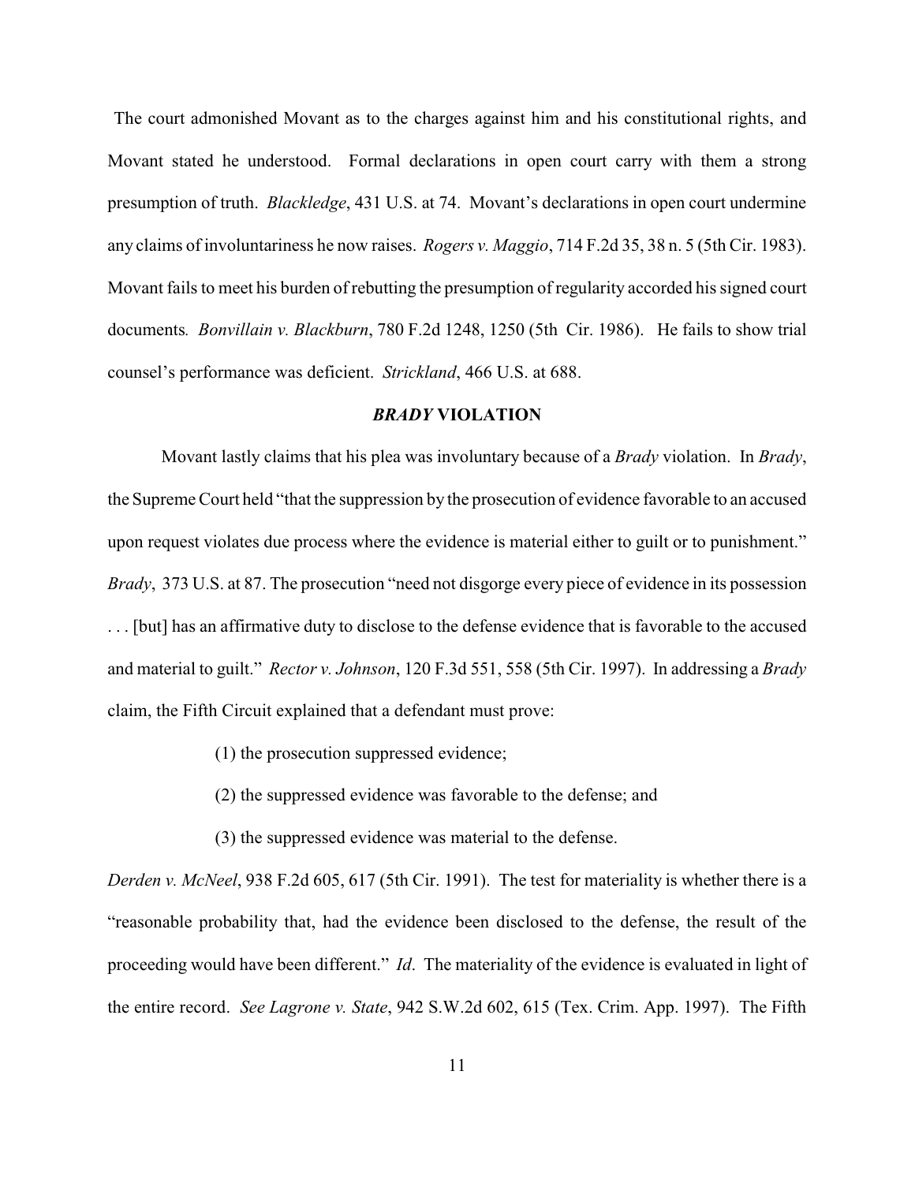The court admonished Movant as to the charges against him and his constitutional rights, and Movant stated he understood. Formal declarations in open court carry with them a strong presumption of truth. *Blackledge*, 431 U.S. at 74. Movant's declarations in open court undermine any claims of involuntariness he now raises. *Rogers v. Maggio*, 714 F.2d 35, 38 n. 5 (5th Cir. 1983). Movant fails to meet his burden of rebutting the presumption of regularity accorded his signed court documents*.* *Bonvillain v. Blackburn*, 780 F.2d 1248, 1250 (5th Cir. 1986). He fails to show trial counsel's performance was deficient. *Strickland*, 466 U.S. at 688.

## ***BRADY*** **VIOLATION**

Movant lastly claims that his plea was involuntary because of a *Brady* violation. In *Brady*, the Supreme Court held "that the suppression by the prosecution of evidence favorable to an accused upon request violates due process where the evidence is material either to guilt or to punishment." *Brady*, 373 U.S. at 87. The prosecution "need not disgorge every piece of evidence in its possession . . . [but] has an affirmative duty to disclose to the defense evidence that is favorable to the accused and material to guilt." *Rector v. Johnson*, 120 F.3d 551, 558 (5th Cir. 1997). In addressing a *Brady* claim, the Fifth Circuit explained that a defendant must prove:

> (1) the prosecution suppressed evidence;
>
> (2) the suppressed evidence was favorable to the defense; and
>
> (3) the suppressed evidence was material to the defense.

*Derden v. McNeel*, 938 F.2d 605, 617 (5th Cir. 1991). The test for materiality is whether there is a "reasonable probability that, had the evidence been disclosed to the defense, the result of the proceeding would have been different." *Id*. The materiality of the evidence is evaluated in light of the entire record. *See Lagrone v. State*, 942 S.W.2d 602, 615 (Tex. Crim. App. 1997). The Fifth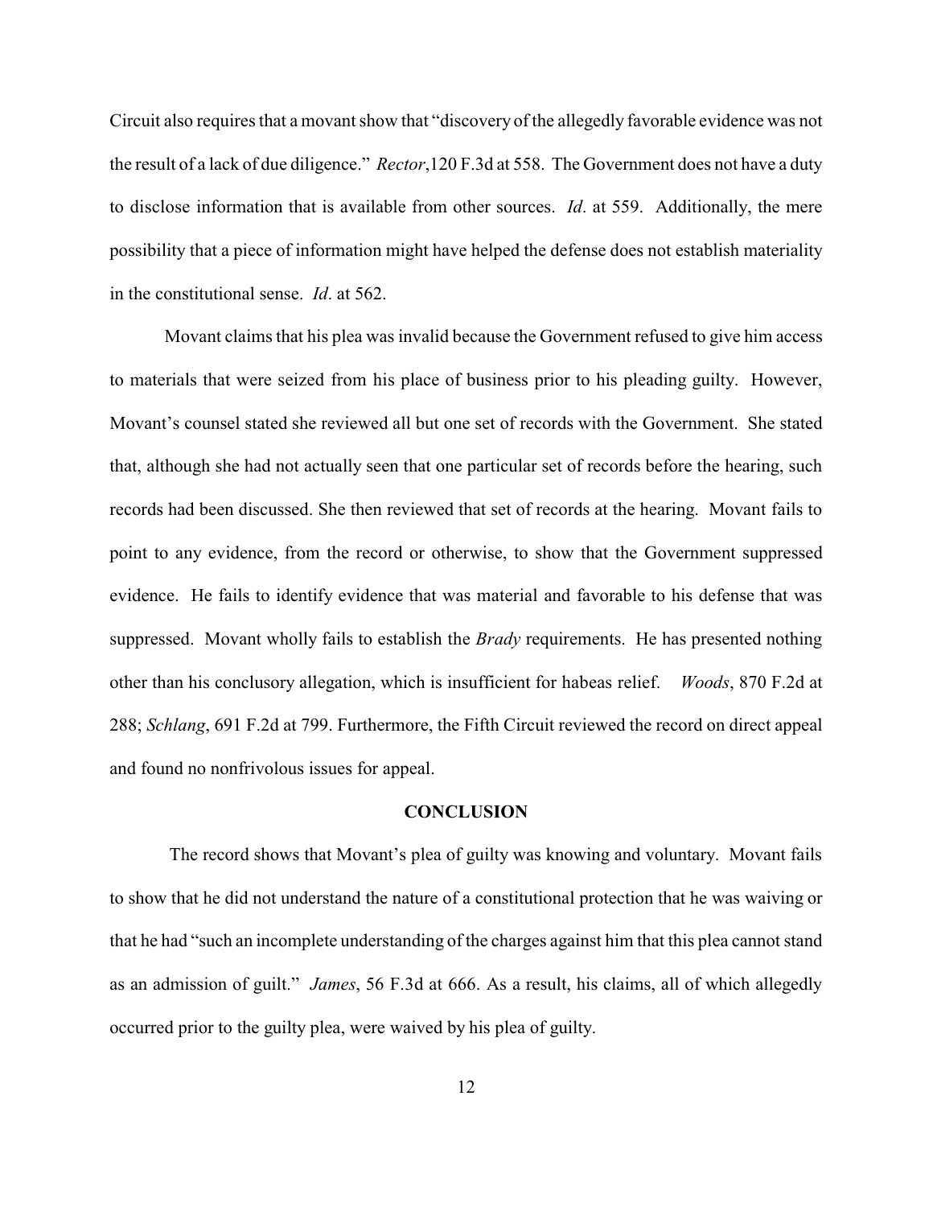Circuit also requires that a movant show that "discovery of the allegedly favorable evidence was not the result of a lack of due diligence." *Rector*,120 F.3d at 558. The Government does not have a duty to disclose information that is available from other sources. *Id*. at 559. Additionally, the mere possibility that a piece of information might have helped the defense does not establish materiality in the constitutional sense. *Id*. at 562.

Movant claims that his plea was invalid because the Government refused to give him access to materials that were seized from his place of business prior to his pleading guilty. However, Movant's counsel stated she reviewed all but one set of records with the Government. She stated that, although she had not actually seen that one particular set of records before the hearing, such records had been discussed. She then reviewed that set of records at the hearing. Movant fails to point to any evidence, from the record or otherwise, to show that the Government suppressed evidence. He fails to identify evidence that was material and favorable to his defense that was suppressed. Movant wholly fails to establish the *Brady* requirements. He has presented nothing other than his conclusory allegation, which is insufficient for habeas relief. *Woods*, 870 F.2d at 288; *Schlang*, 691 F.2d at 799. Furthermore, the Fifth Circuit reviewed the record on direct appeal and found no nonfrivolous issues for appeal.

## CONCLUSION

The record shows that Movant's plea of guilty was knowing and voluntary. Movant fails to show that he did not understand the nature of a constitutional protection that he was waiving or that he had "such an incomplete understanding of the charges against him that this plea cannot stand as an admission of guilt." *James*, 56 F.3d at 666. As a result, his claims, all of which allegedly occurred prior to the guilty plea, were waived by his plea of guilty.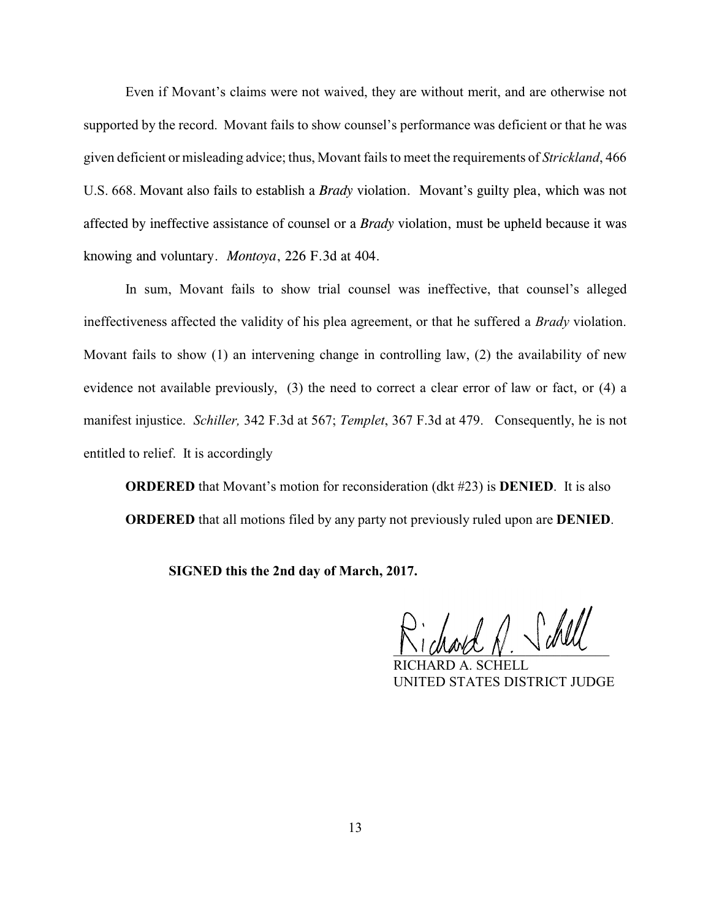Even if Movant's claims were not waived, they are without merit, and are otherwise not supported by the record. Movant fails to show counsel's performance was deficient or that he was given deficient or misleading advice; thus, Movant fails to meet the requirements of *Strickland*, 466 U.S. 668. Movant also fails to establish a *Brady* violation. Movant's guilty plea, which was not affected by ineffective assistance of counsel or a *Brady* violation, must be upheld because it was knowing and voluntary. *Montoya*, 226 F.3d at 404.

In sum, Movant fails to show trial counsel was ineffective, that counsel's alleged ineffectiveness affected the validity of his plea agreement, or that he suffered a *Brady* violation. Movant fails to show (1) an intervening change in controlling law, (2) the availability of new evidence not available previously, (3) the need to correct a clear error of law or fact, or (4) a manifest injustice. *Schiller,* 342 F.3d at 567; *Templet*, 367 F.3d at 479. Consequently, he is not entitled to relief. It is accordingly

**ORDERED** that Movant's motion for reconsideration (dkt #23) is **DENIED**. It is also

**ORDERED** that all motions filed by any party not previously ruled upon are **DENIED**.

**SIGNED this the 2nd day of March, 2017.**

RICHARD A. SCHELL
UNITED STATES DISTRICT JUDGE